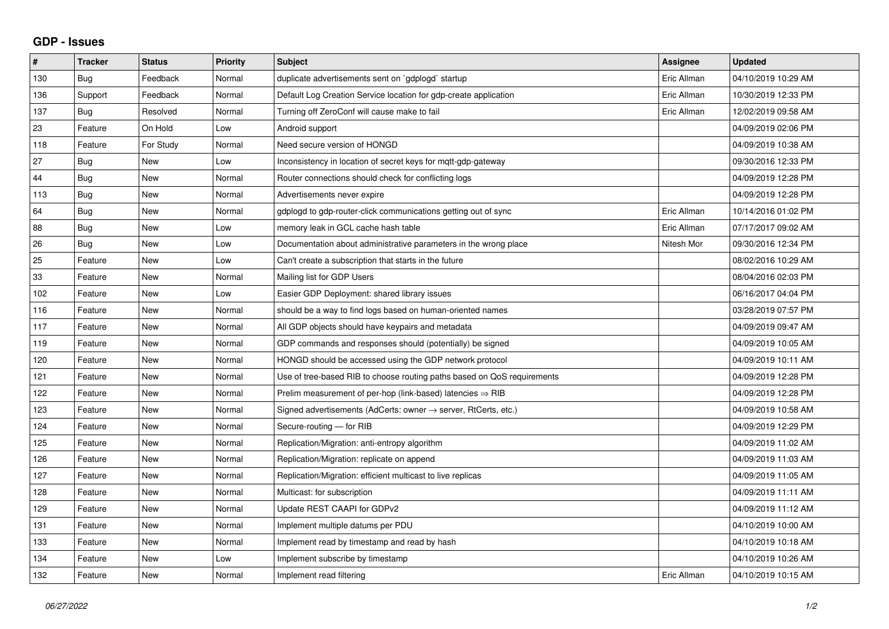## GDP - Issues

| # | Tracker | Status | Priority | Subject | Assignee | Updated |
|---|---|---|---|---|---|---|
| 130 | Bug | Feedback | Normal | duplicate advertisements sent on `gdplogd` startup | Eric Allman | 04/10/2019 10:29 AM |
| 136 | Support | Feedback | Normal | Default Log Creation Service location for gdp-create application | Eric Allman | 10/30/2019 12:33 PM |
| 137 | Bug | Resolved | Normal | Turning off ZeroConf will cause make to fail | Eric Allman | 12/02/2019 09:58 AM |
| 23 | Feature | On Hold | Low | Android support | | 04/09/2019 02:06 PM |
| 118 | Feature | For Study | Normal | Need secure version of HONGD | | 04/09/2019 10:38 AM |
| 27 | Bug | New | Low | Inconsistency in location of secret keys for mqtt-gdp-gateway | | 09/30/2016 12:33 PM |
| 44 | Bug | New | Normal | Router connections should check for conflicting logs | | 04/09/2019 12:28 PM |
| 113 | Bug | New | Normal | Advertisements never expire | | 04/09/2019 12:28 PM |
| 64 | Bug | New | Normal | gdplogd to gdp-router-click communications getting out of sync | Eric Allman | 10/14/2016 01:02 PM |
| 88 | Bug | New | Low | memory leak in GCL cache hash table | Eric Allman | 07/17/2017 09:02 AM |
| 26 | Bug | New | Low | Documentation about administrative parameters in the wrong place | Nitesh Mor | 09/30/2016 12:34 PM |
| 25 | Feature | New | Low | Can't create a subscription that starts in the future | | 08/02/2016 10:29 AM |
| 33 | Feature | New | Normal | Mailing list for GDP Users | | 08/04/2016 02:03 PM |
| 102 | Feature | New | Low | Easier GDP Deployment: shared library issues | | 06/16/2017 04:04 PM |
| 116 | Feature | New | Normal | should be a way to find logs based on human-oriented names | | 03/28/2019 07:57 PM |
| 117 | Feature | New | Normal | All GDP objects should have keypairs and metadata | | 04/09/2019 09:47 AM |
| 119 | Feature | New | Normal | GDP commands and responses should (potentially) be signed | | 04/09/2019 10:05 AM |
| 120 | Feature | New | Normal | HONGD should be accessed using the GDP network protocol | | 04/09/2019 10:11 AM |
| 121 | Feature | New | Normal | Use of tree-based RIB to choose routing paths based on QoS requirements | | 04/09/2019 12:28 PM |
| 122 | Feature | New | Normal | Prelim measurement of per-hop (link-based) latencies ⇒ RIB | | 04/09/2019 12:28 PM |
| 123 | Feature | New | Normal | Signed advertisements (AdCerts: owner → server, RtCerts, etc.) | | 04/09/2019 10:58 AM |
| 124 | Feature | New | Normal | Secure-routing — for RIB | | 04/09/2019 12:29 PM |
| 125 | Feature | New | Normal | Replication/Migration: anti-entropy algorithm | | 04/09/2019 11:02 AM |
| 126 | Feature | New | Normal | Replication/Migration: replicate on append | | 04/09/2019 11:03 AM |
| 127 | Feature | New | Normal | Replication/Migration: efficient multicast to live replicas | | 04/09/2019 11:05 AM |
| 128 | Feature | New | Normal | Multicast: for subscription | | 04/09/2019 11:11 AM |
| 129 | Feature | New | Normal | Update REST CAAPI for GDPv2 | | 04/09/2019 11:12 AM |
| 131 | Feature | New | Normal | Implement multiple datums per PDU | | 04/10/2019 10:00 AM |
| 133 | Feature | New | Normal | Implement read by timestamp and read by hash | | 04/10/2019 10:18 AM |
| 134 | Feature | New | Low | Implement subscribe by timestamp | | 04/10/2019 10:26 AM |
| 132 | Feature | New | Normal | Implement read filtering | Eric Allman | 04/10/2019 10:15 AM |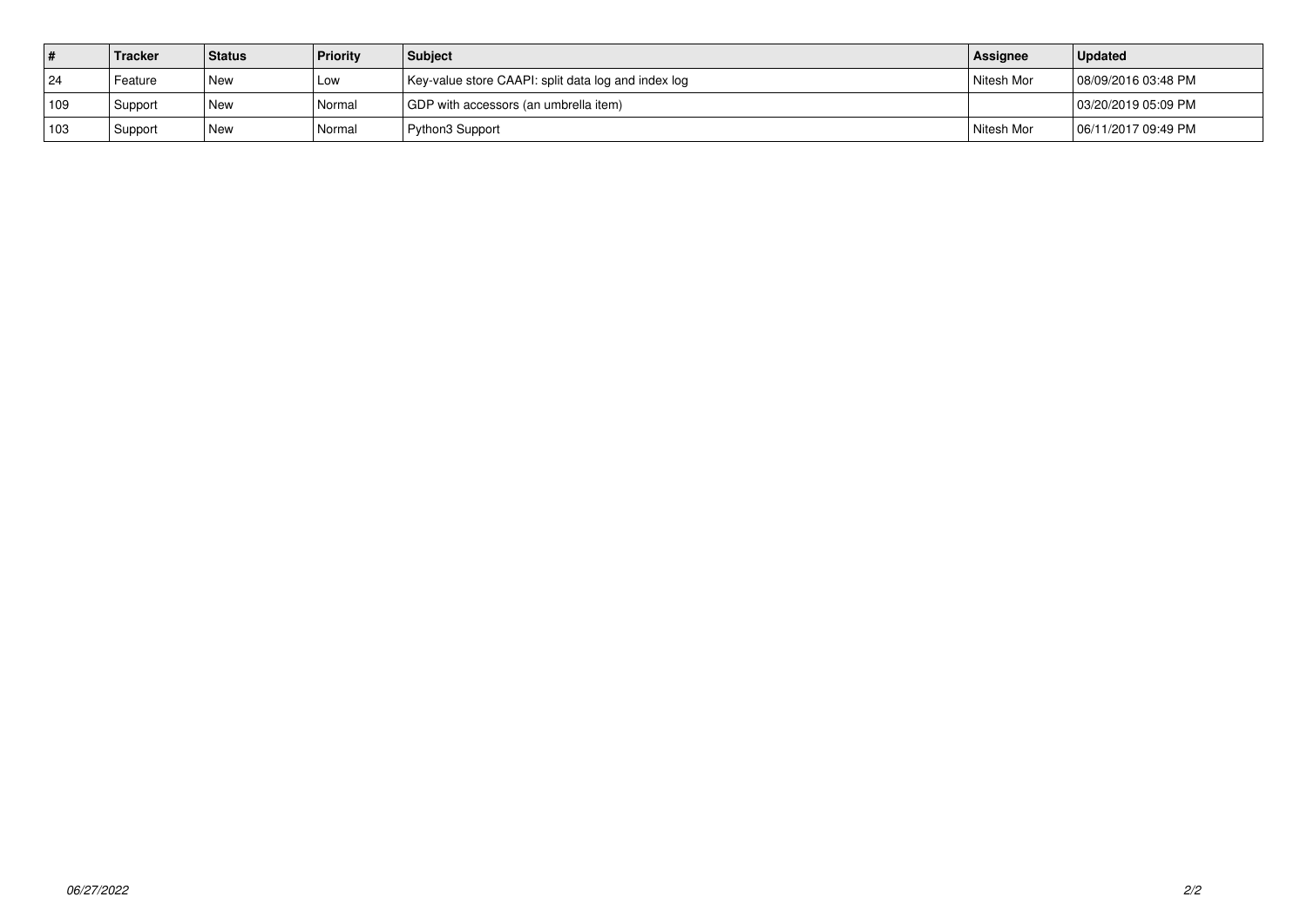| # | Tracker | Status | Priority | Subject | Assignee | Updated |
|---|---|---|---|---|---|---|
| 24 | Feature | New | Low | Key-value store CAAPI: split data log and index log | Nitesh Mor | 08/09/2016 03:48 PM |
| 109 | Support | New | Normal | GDP with accessors (an umbrella item) | | 03/20/2019 05:09 PM |
| 103 | Support | New | Normal | Python3 Support | Nitesh Mor | 06/11/2017 09:49 PM |